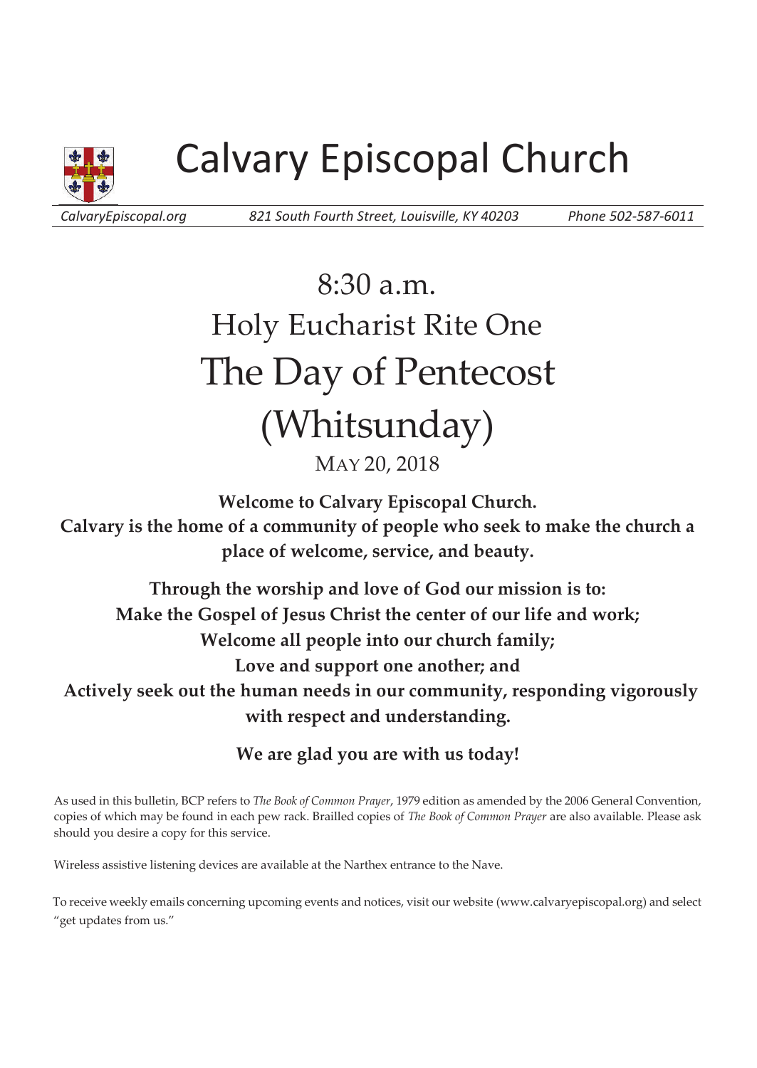# Calvary Episcopal Church

*CalvaryEpiscopal.org* *821 South Fourth Street, Louisville, KY 40203* *Phone 502-587-6011*

## 8:30 a.m.
## Holy Eucharist Rite One
# The Day of Pentecost (Whitsunday)

MAY 20, 2018

**Welcome to Calvary Episcopal Church.**
**Calvary is the home of a community of people who seek to make the church a place of welcome, service, and beauty.**

**Through the worship and love of God our mission is to:**
**Make the Gospel of Jesus Christ the center of our life and work;**
**Welcome all people into our church family;**
**Love and support one another; and**
**Actively seek out the human needs in our community, responding vigorously with respect and understanding.**

**We are glad you are with us today!**

As used in this bulletin, BCP refers to *The Book of Common Prayer*, 1979 edition as amended by the 2006 General Convention, copies of which may be found in each pew rack. Brailled copies of *The Book of Common Prayer* are also available. Please ask should you desire a copy for this service.

Wireless assistive listening devices are available at the Narthex entrance to the Nave.

To receive weekly emails concerning upcoming events and notices, visit our website (www.calvaryepiscopal.org) and select "get updates from us."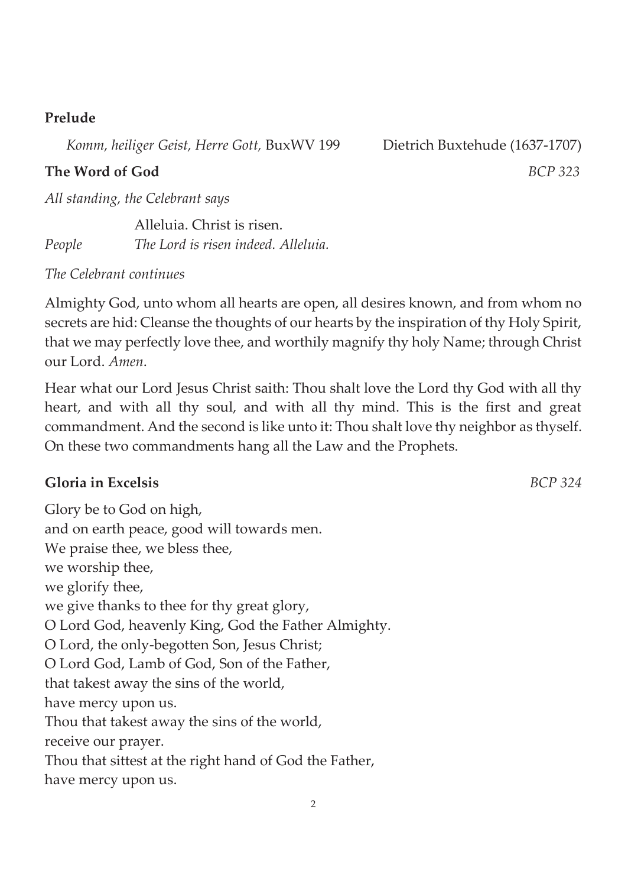**Prelude**

*Komm, heiliger Geist, Herre Gott,* BuxWV 199 Dietrich Buxtehude (1637-1707)

**The Word of God** *BCP 323*

*All standing, the Celebrant says*

Alleluia. Christ is risen.
*People* *The Lord is risen indeed. Alleluia.*

*The Celebrant continues*

Almighty God, unto whom all hearts are open, all desires known, and from whom no secrets are hid: Cleanse the thoughts of our hearts by the inspiration of thy Holy Spirit, that we may perfectly love thee, and worthily magnify thy holy Name; through Christ our Lord. *Amen*.

Hear what our Lord Jesus Christ saith: Thou shalt love the Lord thy God with all thy heart, and with all thy soul, and with all thy mind. This is the first and great commandment. And the second is like unto it: Thou shalt love thy neighbor as thyself. On these two commandments hang all the Law and the Prophets.

**Gloria in Excelsis** *BCP 324*

Glory be to God on high,
and on earth peace, good will towards men.
We praise thee, we bless thee,
we worship thee,
we glorify thee,
we give thanks to thee for thy great glory,
O Lord God, heavenly King, God the Father Almighty.
O Lord, the only-begotten Son, Jesus Christ;
O Lord God, Lamb of God, Son of the Father,
that takest away the sins of the world,
have mercy upon us.
Thou that takest away the sins of the world,
receive our prayer.
Thou that sittest at the right hand of God the Father,
have mercy upon us.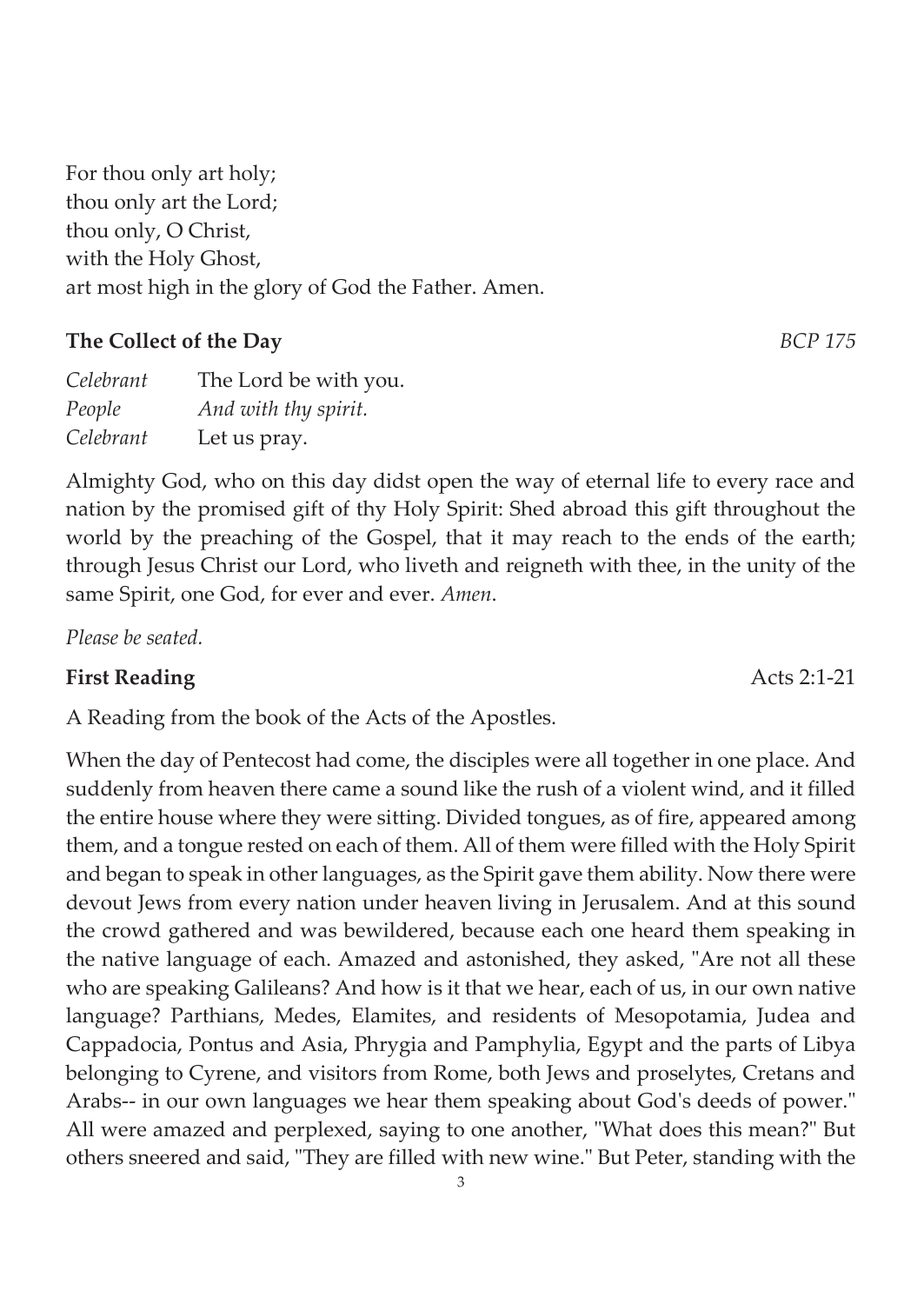For thou only art holy;  
thou only art the Lord;  
thou only, O Christ,  
with the Holy Ghost,  
art most high in the glory of God the Father. Amen.

**The Collect of the Day** *BCP 175*

*Celebrant* The Lord be with you.  
*People* *And with thy spirit.*  
*Celebrant* Let us pray.

Almighty God, who on this day didst open the way of eternal life to every race and nation by the promised gift of thy Holy Spirit: Shed abroad this gift throughout the world by the preaching of the Gospel, that it may reach to the ends of the earth; through Jesus Christ our Lord, who liveth and reigneth with thee, in the unity of the same Spirit, one God, for ever and ever. *Amen*.

*Please be seated.*

**First Reading** Acts 2:1-21

A Reading from the book of the Acts of the Apostles.

When the day of Pentecost had come, the disciples were all together in one place. And suddenly from heaven there came a sound like the rush of a violent wind, and it filled the entire house where they were sitting. Divided tongues, as of fire, appeared among them, and a tongue rested on each of them. All of them were filled with the Holy Spirit and began to speak in other languages, as the Spirit gave them ability. Now there were devout Jews from every nation under heaven living in Jerusalem. And at this sound the crowd gathered and was bewildered, because each one heard them speaking in the native language of each. Amazed and astonished, they asked, "Are not all these who are speaking Galileans? And how is it that we hear, each of us, in our own native language? Parthians, Medes, Elamites, and residents of Mesopotamia, Judea and Cappadocia, Pontus and Asia, Phrygia and Pamphylia, Egypt and the parts of Libya belonging to Cyrene, and visitors from Rome, both Jews and proselytes, Cretans and Arabs-- in our own languages we hear them speaking about God's deeds of power." All were amazed and perplexed, saying to one another, "What does this mean?" But others sneered and said, "They are filled with new wine." But Peter, standing with the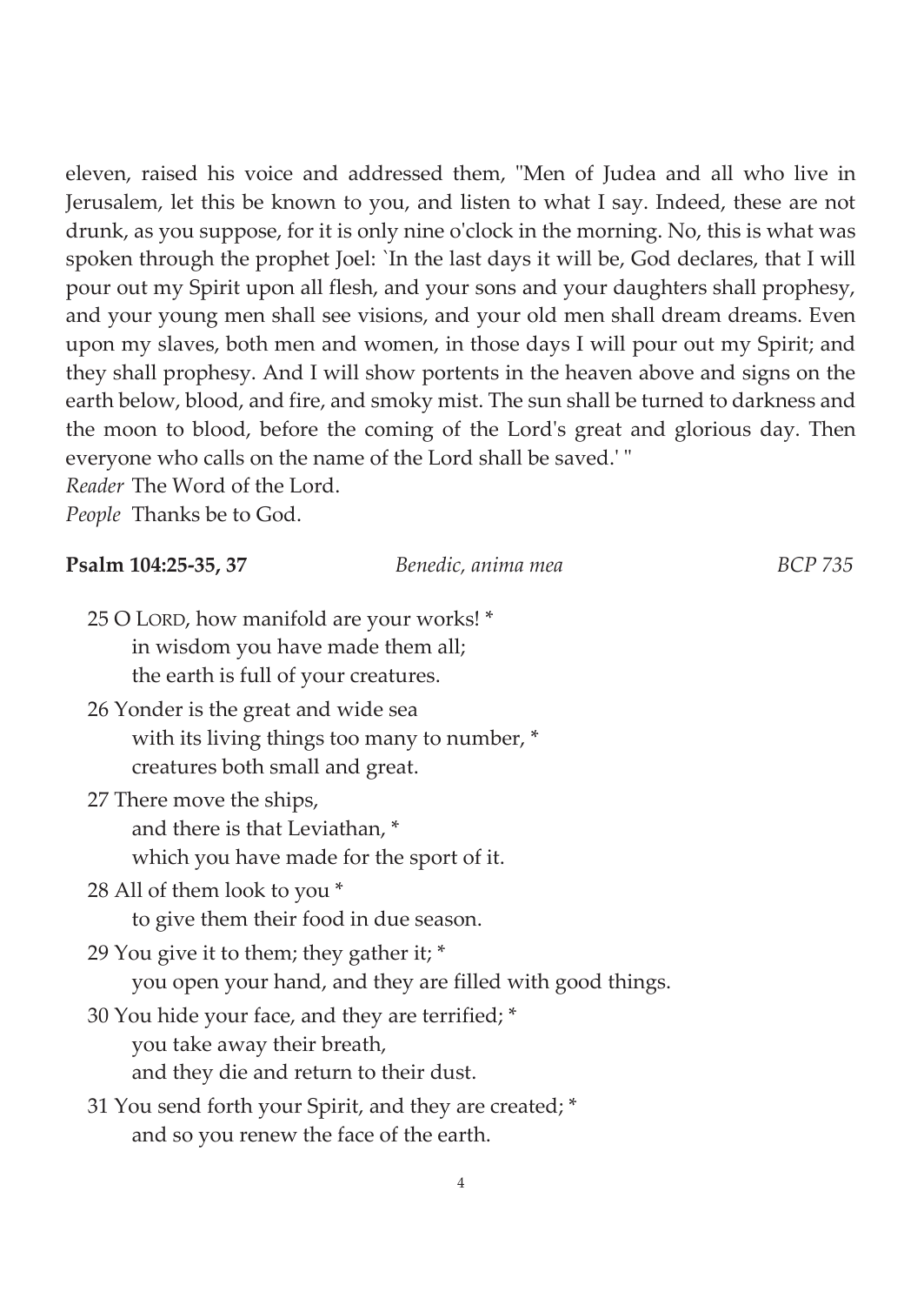eleven, raised his voice and addressed them, "Men of Judea and all who live in Jerusalem, let this be known to you, and listen to what I say. Indeed, these are not drunk, as you suppose, for it is only nine o'clock in the morning. No, this is what was spoken through the prophet Joel: `In the last days it will be, God declares, that I will pour out my Spirit upon all flesh, and your sons and your daughters shall prophesy, and your young men shall see visions, and your old men shall dream dreams. Even upon my slaves, both men and women, in those days I will pour out my Spirit; and they shall prophesy. And I will show portents in the heaven above and signs on the earth below, blood, and fire, and smoky mist. The sun shall be turned to darkness and the moon to blood, before the coming of the Lord's great and glorious day. Then everyone who calls on the name of the Lord shall be saved.' "

*Reader* The Word of the Lord.
*People* Thanks be to God.

**Psalm 104:25-35, 37** *Benedic, anima mea* *BCP 735*

25 O LORD, how manifold are your works! *
in wisdom you have made them all;
the earth is full of your creatures.

26 Yonder is the great and wide sea
with its living things too many to number, *
creatures both small and great.

27 There move the ships,
and there is that Leviathan, *
which you have made for the sport of it.

28 All of them look to you *
to give them their food in due season.

29 You give it to them; they gather it; *
you open your hand, and they are filled with good things.

30 You hide your face, and they are terrified; *
you take away their breath,
and they die and return to their dust.

31 You send forth your Spirit, and they are created; *
and so you renew the face of the earth.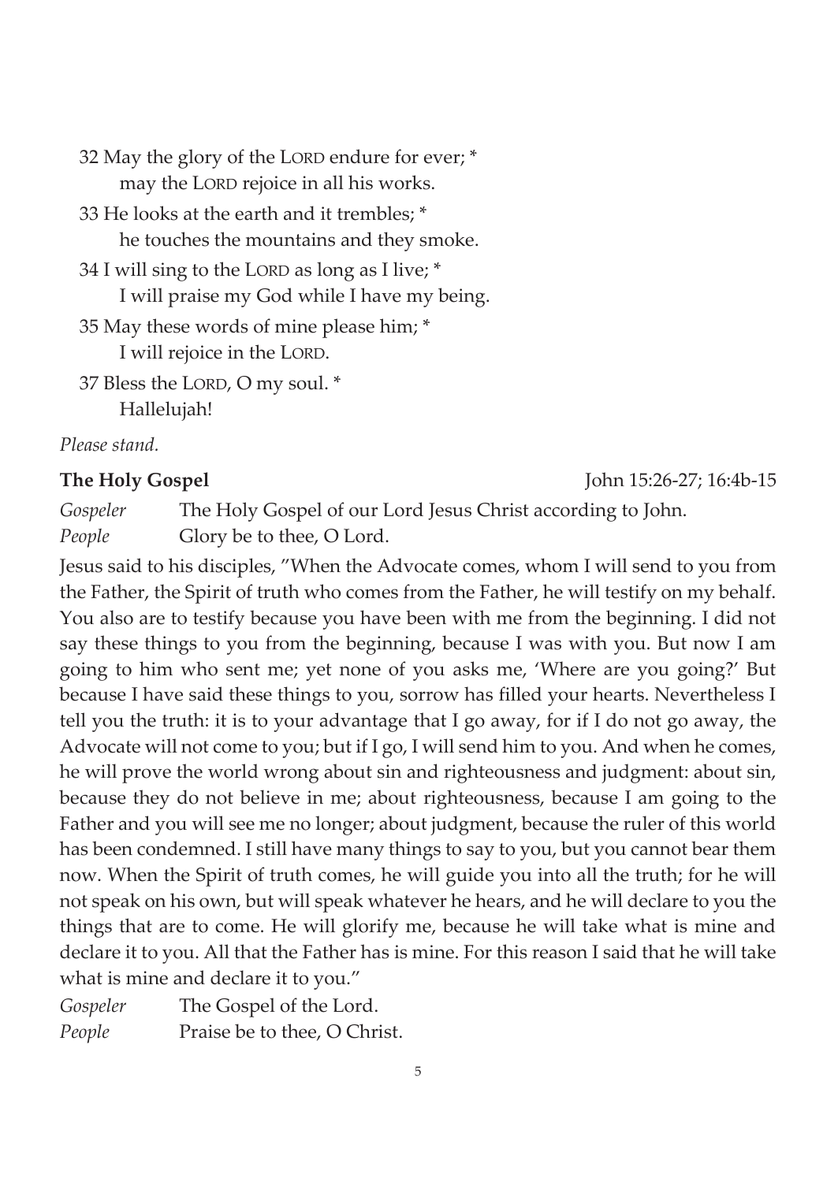32 May the glory of the LORD endure for ever; *
    may the LORD rejoice in all his works.

33 He looks at the earth and it trembles; *
    he touches the mountains and they smoke.

34 I will sing to the LORD as long as I live; *
    I will praise my God while I have my being.

35 May these words of mine please him; *
    I will rejoice in the LORD.

37 Bless the LORD, O my soul. *
    Hallelujah!

*Please stand.*

**The Holy Gospel** John 15:26-27; 16:4b-15

*Gospeler* The Holy Gospel of our Lord Jesus Christ according to John.
*People* Glory be to thee, O Lord.

Jesus said to his disciples, "When the Advocate comes, whom I will send to you from the Father, the Spirit of truth who comes from the Father, he will testify on my behalf. You also are to testify because you have been with me from the beginning. I did not say these things to you from the beginning, because I was with you. But now I am going to him who sent me; yet none of you asks me, 'Where are you going?' But because I have said these things to you, sorrow has filled your hearts. Nevertheless I tell you the truth: it is to your advantage that I go away, for if I do not go away, the Advocate will not come to you; but if I go, I will send him to you. And when he comes, he will prove the world wrong about sin and righteousness and judgment: about sin, because they do not believe in me; about righteousness, because I am going to the Father and you will see me no longer; about judgment, because the ruler of this world has been condemned. I still have many things to say to you, but you cannot bear them now. When the Spirit of truth comes, he will guide you into all the truth; for he will not speak on his own, but will speak whatever he hears, and he will declare to you the things that are to come. He will glorify me, because he will take what is mine and declare it to you. All that the Father has is mine. For this reason I said that he will take what is mine and declare it to you."

*Gospeler* The Gospel of the Lord.
*People* Praise be to thee, O Christ.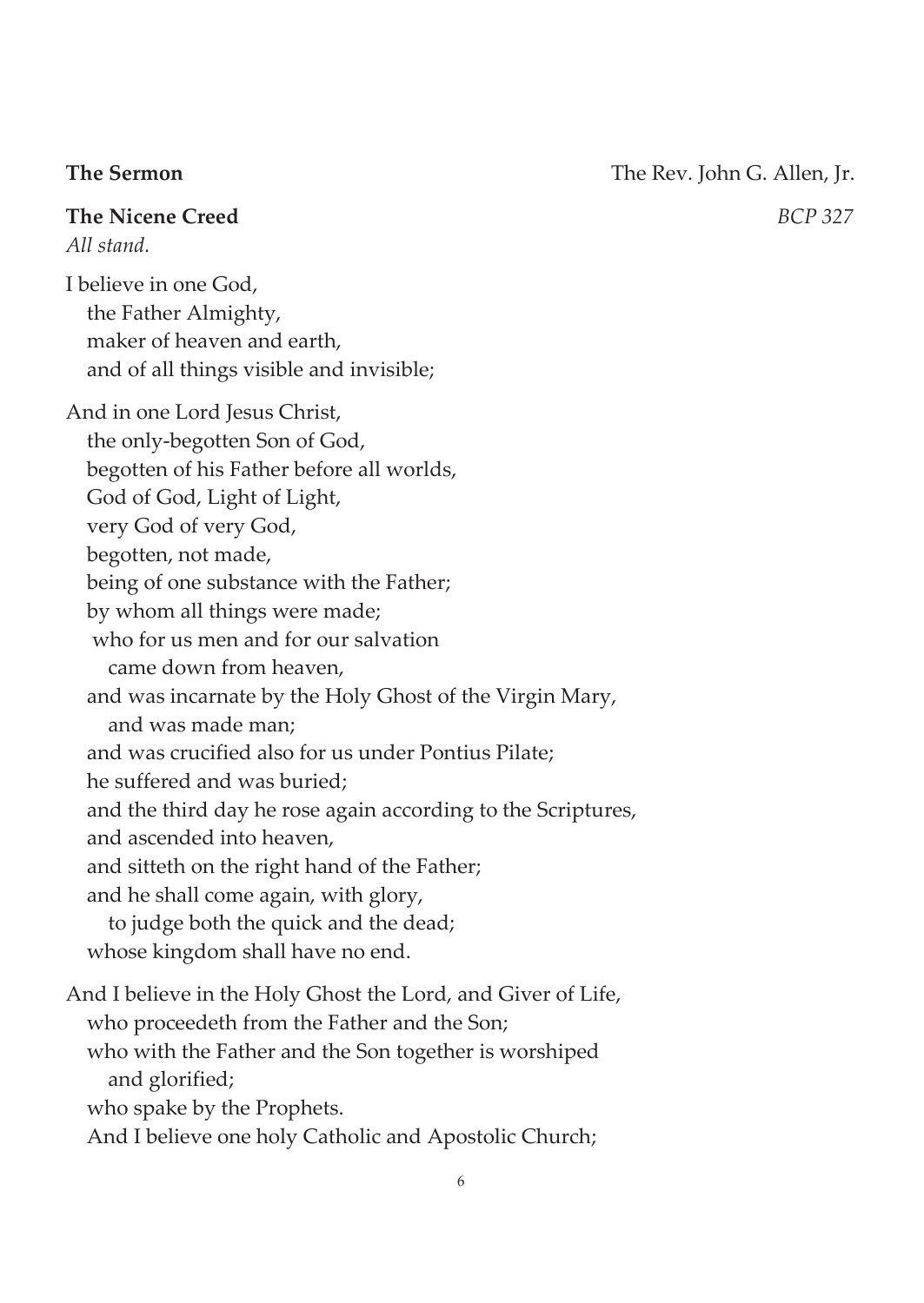**The Sermon** The Rev. John G. Allen, Jr.

**The Nicene Creed** *BCP 327*

*All stand.*

I believe in one God,
the Father Almighty,
maker of heaven and earth,
and of all things visible and invisible;

And in one Lord Jesus Christ,
the only-begotten Son of God,
begotten of his Father before all worlds,
God of God, Light of Light,
very God of very God,
begotten, not made,
being of one substance with the Father;
by whom all things were made;
who for us men and for our salvation
came down from heaven,
and was incarnate by the Holy Ghost of the Virgin Mary,
and was made man;
and was crucified also for us under Pontius Pilate;
he suffered and was buried;
and the third day he rose again according to the Scriptures,
and ascended into heaven,
and sitteth on the right hand of the Father;
and he shall come again, with glory,
to judge both the quick and the dead;
whose kingdom shall have no end.

And I believe in the Holy Ghost the Lord, and Giver of Life,
who proceedeth from the Father and the Son;
who with the Father and the Son together is worshiped
and glorified;
who spake by the Prophets.
And I believe one holy Catholic and Apostolic Church;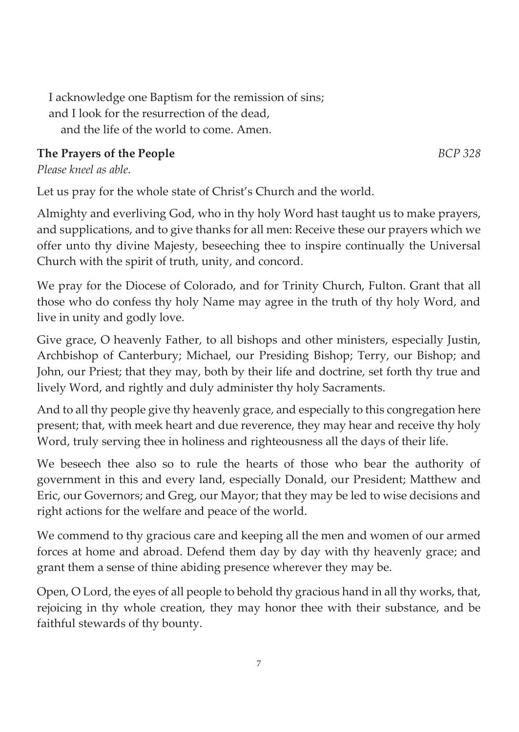I acknowledge one Baptism for the remission of sins;
and I look for the resurrection of the dead,
and the life of the world to come. Amen.

**The Prayers of the People** *BCP 328*

*Please kneel as able.*

Let us pray for the whole state of Christ's Church and the world.

Almighty and everliving God, who in thy holy Word hast taught us to make prayers, and supplications, and to give thanks for all men: Receive these our prayers which we offer unto thy divine Majesty, beseeching thee to inspire continually the Universal Church with the spirit of truth, unity, and concord.

We pray for the Diocese of Colorado, and for Trinity Church, Fulton. Grant that all those who do confess thy holy Name may agree in the truth of thy holy Word, and live in unity and godly love.

Give grace, O heavenly Father, to all bishops and other ministers, especially Justin, Archbishop of Canterbury; Michael, our Presiding Bishop; Terry, our Bishop; and John, our Priest; that they may, both by their life and doctrine, set forth thy true and lively Word, and rightly and duly administer thy holy Sacraments.

And to all thy people give thy heavenly grace, and especially to this congregation here present; that, with meek heart and due reverence, they may hear and receive thy holy Word, truly serving thee in holiness and righteousness all the days of their life.

We beseech thee also so to rule the hearts of those who bear the authority of government in this and every land, especially Donald, our President; Matthew and Eric, our Governors; and Greg, our Mayor; that they may be led to wise decisions and right actions for the welfare and peace of the world.

We commend to thy gracious care and keeping all the men and women of our armed forces at home and abroad. Defend them day by day with thy heavenly grace; and grant them a sense of thine abiding presence wherever they may be.

Open, O Lord, the eyes of all people to behold thy gracious hand in all thy works, that, rejoicing in thy whole creation, they may honor thee with their substance, and be faithful stewards of thy bounty.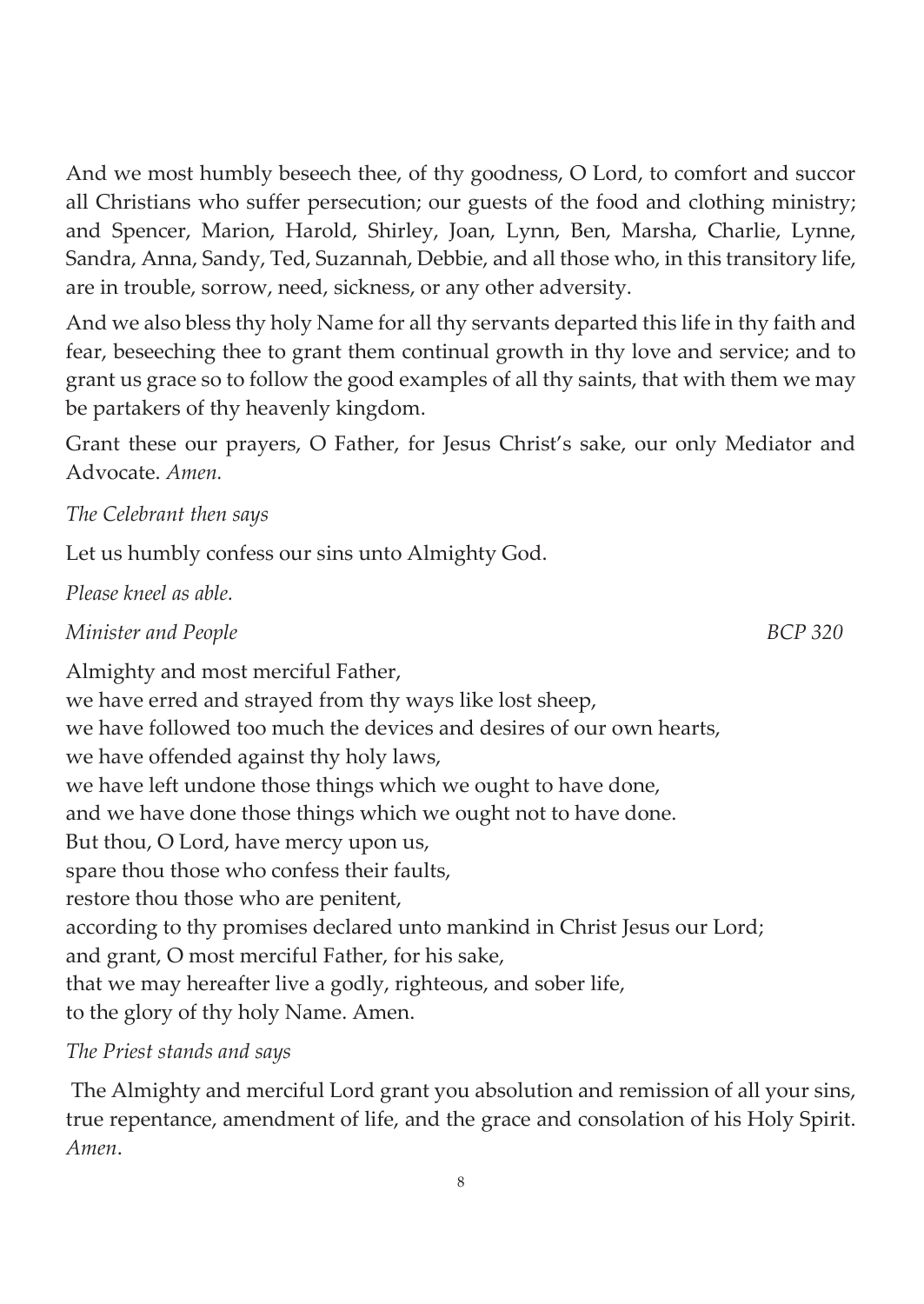And we most humbly beseech thee, of thy goodness, O Lord, to comfort and succor all Christians who suffer persecution; our guests of the food and clothing ministry; and Spencer, Marion, Harold, Shirley, Joan, Lynn, Ben, Marsha, Charlie, Lynne, Sandra, Anna, Sandy, Ted, Suzannah, Debbie, and all those who, in this transitory life, are in trouble, sorrow, need, sickness, or any other adversity.

And we also bless thy holy Name for all thy servants departed this life in thy faith and fear, beseeching thee to grant them continual growth in thy love and service; and to grant us grace so to follow the good examples of all thy saints, that with them we may be partakers of thy heavenly kingdom.

Grant these our prayers, O Father, for Jesus Christ's sake, our only Mediator and Advocate. *Amen.*

*The Celebrant then says*

Let us humbly confess our sins unto Almighty God.

*Please kneel as able.*

*Minister and People* *BCP 320*

Almighty and most merciful Father,  
we have erred and strayed from thy ways like lost sheep,  
we have followed too much the devices and desires of our own hearts,  
we have offended against thy holy laws,  
we have left undone those things which we ought to have done,  
and we have done those things which we ought not to have done.  
But thou, O Lord, have mercy upon us,  
spare thou those who confess their faults,  
restore thou those who are penitent,  
according to thy promises declared unto mankind in Christ Jesus our Lord;  
and grant, O most merciful Father, for his sake,  
that we may hereafter live a godly, righteous, and sober life,  
to the glory of thy holy Name. Amen.

*The Priest stands and says*

The Almighty and merciful Lord grant you absolution and remission of all your sins, true repentance, amendment of life, and the grace and consolation of his Holy Spirit. *Amen*.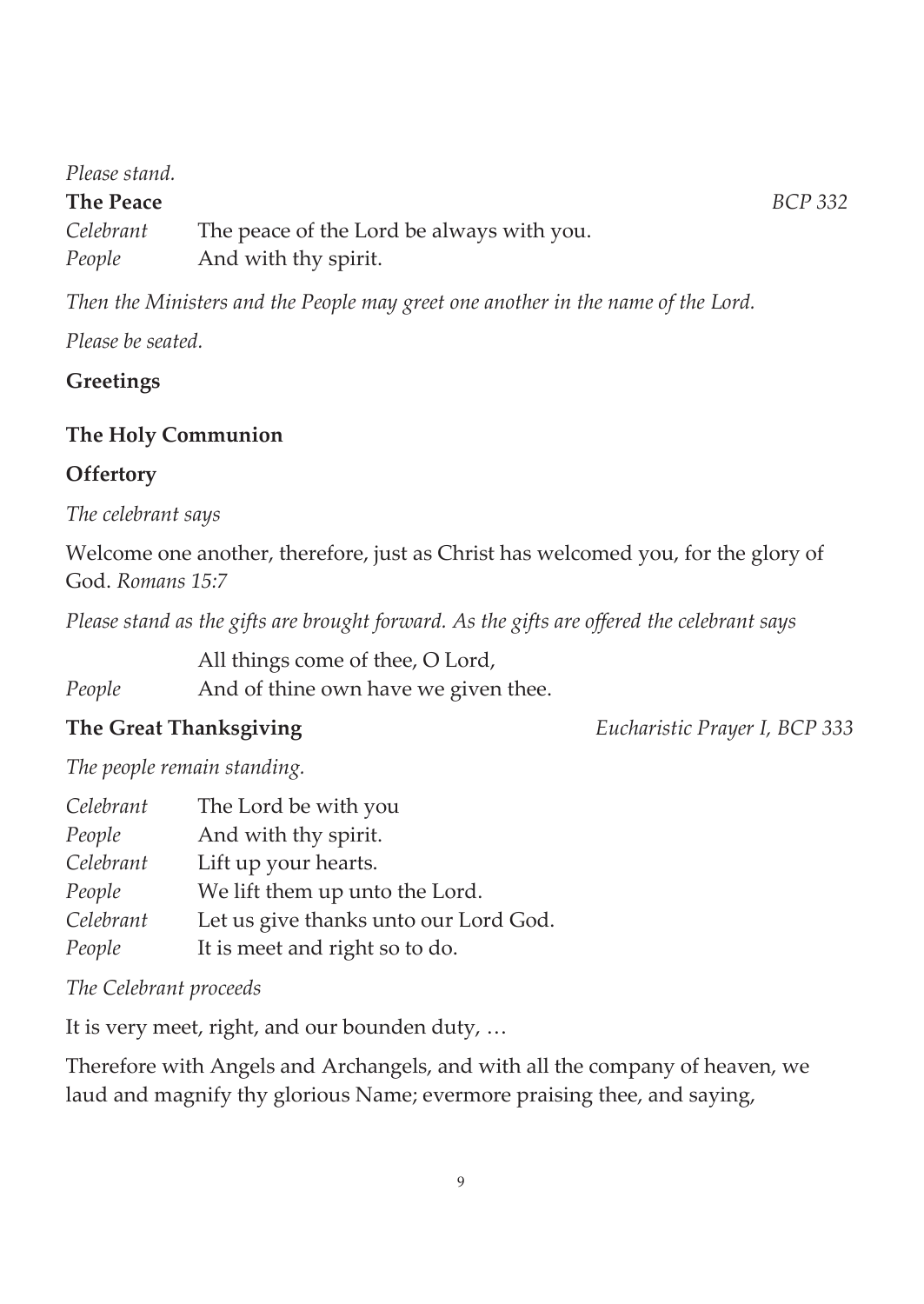*Please stand.*

**The Peace** *BCP 332*

*Celebrant* The peace of the Lord be always with you.
*People* And with thy spirit.

*Then the Ministers and the People may greet one another in the name of the Lord.*

*Please be seated.*

**Greetings**

**The Holy Communion**

**Offertory**

*The celebrant says*

Welcome one another, therefore, just as Christ has welcomed you, for the glory of God. *Romans 15:7*

*Please stand as the gifts are brought forward. As the gifts are offered the celebrant says*

All things come of thee, O Lord,
*People* And of thine own have we given thee.

**The Great Thanksgiving** *Eucharistic Prayer I, BCP 333*

*The people remain standing.*

*Celebrant* The Lord be with you
*People* And with thy spirit.
*Celebrant* Lift up your hearts.
*People* We lift them up unto the Lord.
*Celebrant* Let us give thanks unto our Lord God.
*People* It is meet and right so to do.

*The Celebrant proceeds*

It is very meet, right, and our bounden duty, …

Therefore with Angels and Archangels, and with all the company of heaven, we laud and magnify thy glorious Name; evermore praising thee, and saying,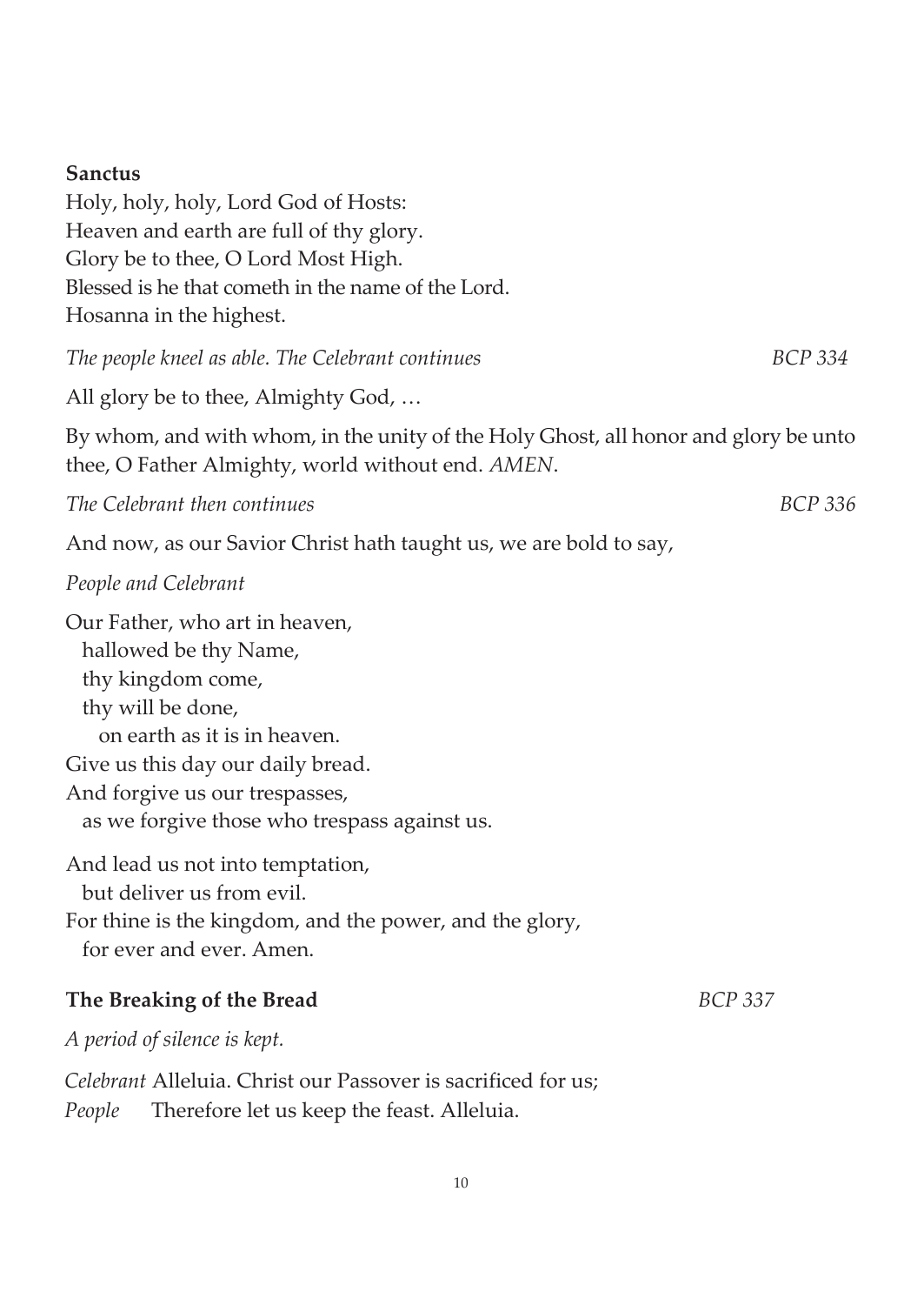**Sanctus**

Holy, holy, holy, Lord God of Hosts:
Heaven and earth are full of thy glory.
Glory be to thee, O Lord Most High.
Blessed is he that cometh in the name of the Lord.
Hosanna in the highest.

*The people kneel as able. The Celebrant continues* *BCP 334*

All glory be to thee, Almighty God, …

By whom, and with whom, in the unity of the Holy Ghost, all honor and glory be unto thee, O Father Almighty, world without end. *AMEN*.

*The Celebrant then continues* *BCP 336*

And now, as our Savior Christ hath taught us, we are bold to say,

*People and Celebrant*

Our Father, who art in heaven,
  hallowed be thy Name,
  thy kingdom come,
  thy will be done,
    on earth as it is in heaven.
Give us this day our daily bread.
And forgive us our trespasses,
  as we forgive those who trespass against us.

And lead us not into temptation,
  but deliver us from evil.
For thine is the kingdom, and the power, and the glory,
  for ever and ever. Amen.

**The Breaking of the Bread** *BCP 337*

*A period of silence is kept.*

*Celebrant* Alleluia. Christ our Passover is sacrificed for us;
*People* Therefore let us keep the feast. Alleluia.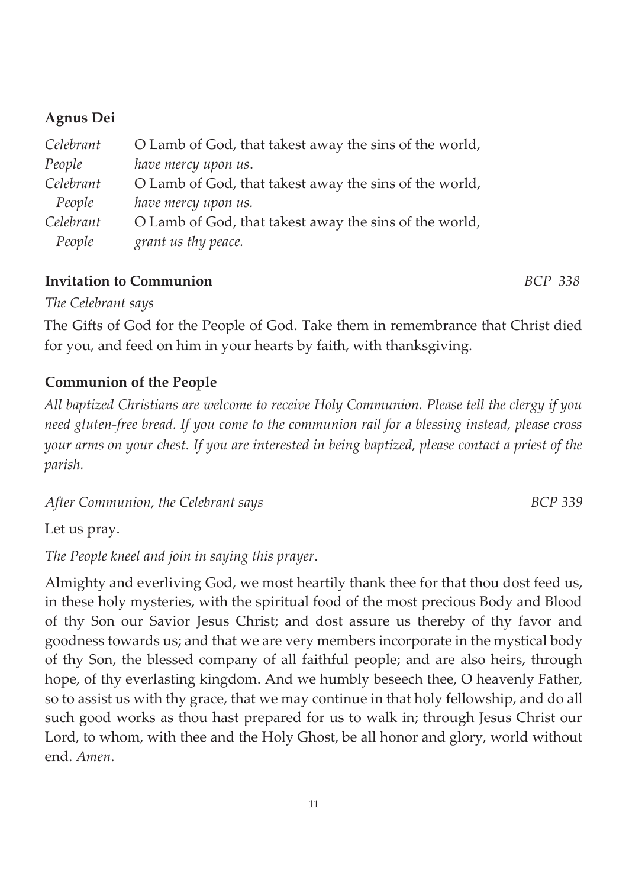**Agnus Dei**

*Celebrant* O Lamb of God, that takest away the sins of the world,
*People* *have mercy upon us*.
*Celebrant* O Lamb of God, that takest away the sins of the world,
*People* *have mercy upon us.*
*Celebrant* O Lamb of God, that takest away the sins of the world,
*People* *grant us thy peace.*

**Invitation to Communion** *BCP 338*

*The Celebrant says*

The Gifts of God for the People of God. Take them in remembrance that Christ died for you, and feed on him in your hearts by faith, with thanksgiving.

**Communion of the People**

*All baptized Christians are welcome to receive Holy Communion. Please tell the clergy if you need gluten-free bread. If you come to the communion rail for a blessing instead, please cross your arms on your chest. If you are interested in being baptized, please contact a priest of the parish.*

*After Communion, the Celebrant says* *BCP 339*

Let us pray.

*The People kneel and join in saying this prayer.*

Almighty and everliving God, we most heartily thank thee for that thou dost feed us, in these holy mysteries, with the spiritual food of the most precious Body and Blood of thy Son our Savior Jesus Christ; and dost assure us thereby of thy favor and goodness towards us; and that we are very members incorporate in the mystical body of thy Son, the blessed company of all faithful people; and are also heirs, through hope, of thy everlasting kingdom. And we humbly beseech thee, O heavenly Father, so to assist us with thy grace, that we may continue in that holy fellowship, and do all such good works as thou hast prepared for us to walk in; through Jesus Christ our Lord, to whom, with thee and the Holy Ghost, be all honor and glory, world without end. *Amen*.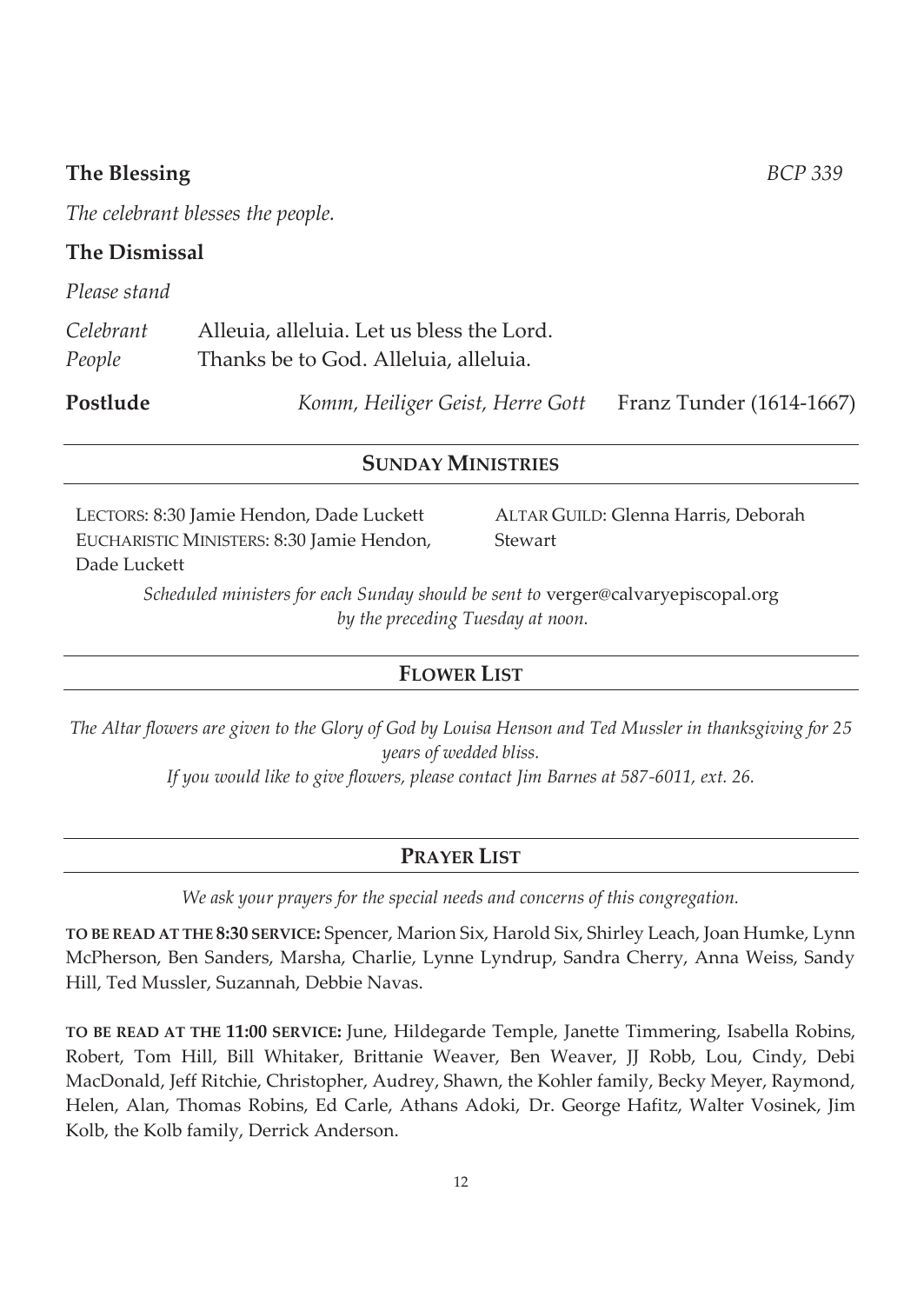### The Blessing *BCP 339*

*The celebrant blesses the people.*

### The Dismissal

*Please stand*

| | |
|---|---|
| *Celebrant* | Alleuia, alleluia. Let us bless the Lord. |
| *People* | Thanks be to God. Alleluia, alleluia. |

**Postlude** *Komm, Heiliger Geist, Herre Gott* Franz Tunder (1614-1667)

## SUNDAY MINISTRIES

LECTORS: 8:30 Jamie Hendon, Dade Luckett
EUCHARISTIC MINISTERS: 8:30 Jamie Hendon, Dade Luckett

ALTAR GUILD: Glenna Harris, Deborah Stewart

*Scheduled ministers for each Sunday should be sent to* verger@calvaryepiscopal.org *by the preceding Tuesday at noon.*

## FLOWER LIST

*The Altar flowers are given to the Glory of God by Louisa Henson and Ted Mussler in thanksgiving for 25 years of wedded bliss.*
*If you would like to give flowers, please contact Jim Barnes at 587-6011, ext. 26.*

## PRAYER LIST

*We ask your prayers for the special needs and concerns of this congregation.*

**TO BE READ AT THE 8:30 SERVICE:** Spencer, Marion Six, Harold Six, Shirley Leach, Joan Humke, Lynn McPherson, Ben Sanders, Marsha, Charlie, Lynne Lyndrup, Sandra Cherry, Anna Weiss, Sandy Hill, Ted Mussler, Suzannah, Debbie Navas.

**TO BE READ AT THE 11:00 SERVICE:** June, Hildegarde Temple, Janette Timmering, Isabella Robins, Robert, Tom Hill, Bill Whitaker, Brittanie Weaver, Ben Weaver, JJ Robb, Lou, Cindy, Debi MacDonald, Jeff Ritchie, Christopher, Audrey, Shawn, the Kohler family, Becky Meyer, Raymond, Helen, Alan, Thomas Robins, Ed Carle, Athans Adoki, Dr. George Hafitz, Walter Vosinek, Jim Kolb, the Kolb family, Derrick Anderson.